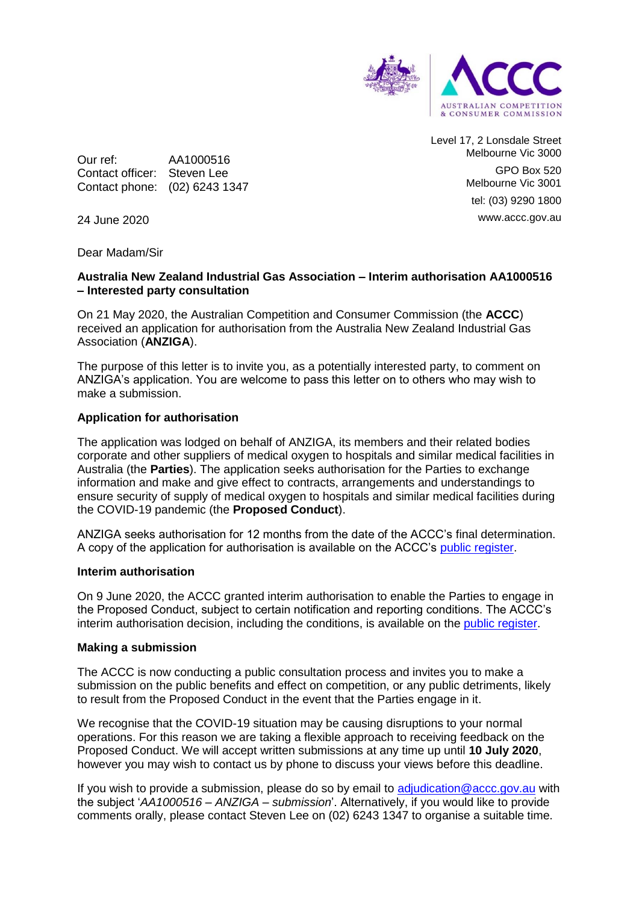AUSTRALIAN COMPETITION & CONSUMER COMMISSION

Level 17, 2 Lonsdale Street
Melbourne Vic 3000

GPO Box 520
Melbourne Vic 3001

tel: (03) 9290 1800

www.accc.gov.au

Our ref: AA1000516
Contact officer: Steven Lee
Contact phone: (02) 6243 1347

24 June 2020

Dear Madam/Sir

**Australia New Zealand Industrial Gas Association – Interim authorisation AA1000516 – Interested party consultation**

On 21 May 2020, the Australian Competition and Consumer Commission (the **ACCC**) received an application for authorisation from the Australia New Zealand Industrial Gas Association (**ANZIGA**).

The purpose of this letter is to invite you, as a potentially interested party, to comment on ANZIGA's application. You are welcome to pass this letter on to others who may wish to make a submission.

**Application for authorisation**

The application was lodged on behalf of ANZIGA, its members and their related bodies corporate and other suppliers of medical oxygen to hospitals and similar medical facilities in Australia (the **Parties**). The application seeks authorisation for the Parties to exchange information and make and give effect to contracts, arrangements and understandings to ensure security of supply of medical oxygen to hospitals and similar medical facilities during the COVID-19 pandemic (the **Proposed Conduct**).

ANZIGA seeks authorisation for 12 months from the date of the ACCC's final determination. A copy of the application for authorisation is available on the ACCC's public register.

**Interim authorisation**

On 9 June 2020, the ACCC granted interim authorisation to enable the Parties to engage in the Proposed Conduct, subject to certain notification and reporting conditions. The ACCC's interim authorisation decision, including the conditions, is available on the public register.

**Making a submission**

The ACCC is now conducting a public consultation process and invites you to make a submission on the public benefits and effect on competition, or any public detriments, likely to result from the Proposed Conduct in the event that the Parties engage in it.

We recognise that the COVID-19 situation may be causing disruptions to your normal operations. For this reason we are taking a flexible approach to receiving feedback on the Proposed Conduct. We will accept written submissions at any time up until **10 July 2020**, however you may wish to contact us by phone to discuss your views before this deadline.

If you wish to provide a submission, please do so by email to adjudication@accc.gov.au with the subject '*AA1000516 – ANZIGA – submission*'. Alternatively, if you would like to provide comments orally, please contact Steven Lee on (02) 6243 1347 to organise a suitable time.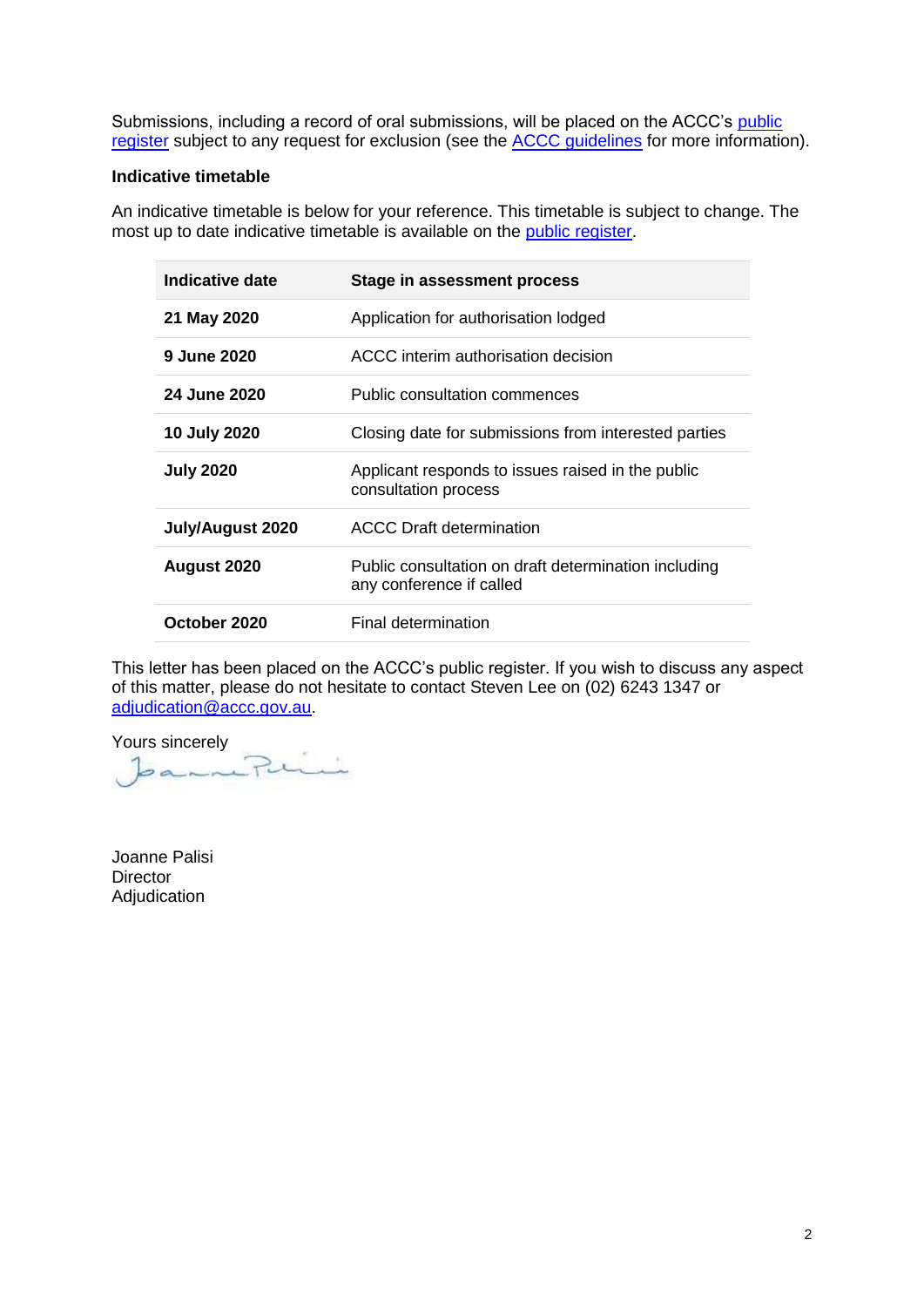Submissions, including a record of oral submissions, will be placed on the ACCC's public register subject to any request for exclusion (see the ACCC guidelines for more information).

**Indicative timetable**

An indicative timetable is below for your reference. This timetable is subject to change. The most up to date indicative timetable is available on the public register.

| Indicative date | Stage in assessment process |
|---|---|
| **21 May 2020** | Application for authorisation lodged |
| **9 June 2020** | ACCC interim authorisation decision |
| **24 June 2020** | Public consultation commences |
| **10 July 2020** | Closing date for submissions from interested parties |
| **July 2020** | Applicant responds to issues raised in the public consultation process |
| **July/August 2020** | ACCC Draft determination |
| **August 2020** | Public consultation on draft determination including any conference if called |
| **October 2020** | Final determination |

This letter has been placed on the ACCC's public register. If you wish to discuss any aspect of this matter, please do not hesitate to contact Steven Lee on (02) 6243 1347 or adjudication@accc.gov.au.

Yours sincerely

Joanne Palisi
Director
Adjudication